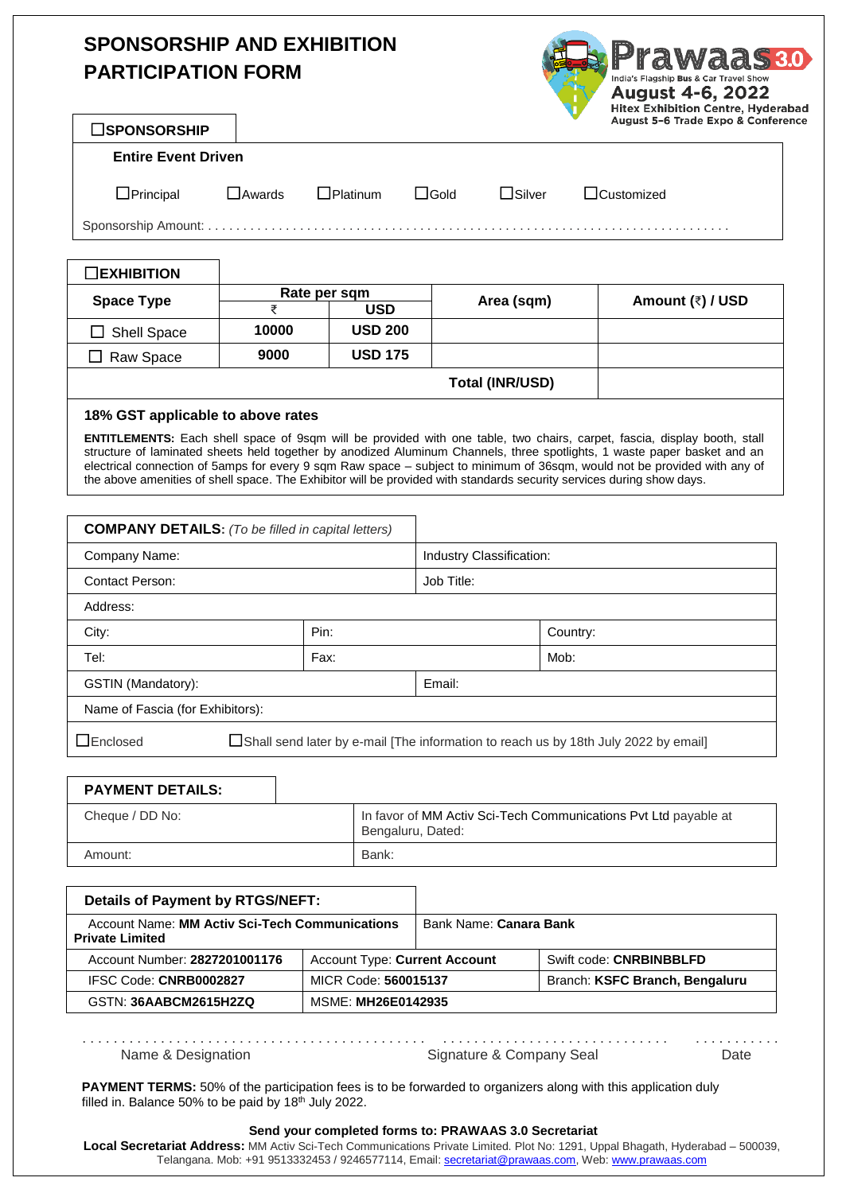# SPONSORSHIP AND EXHIBITION PARTICIPATION FORM

Prawaas 3.0
India's Flagship Bus & Car Travel Show
August 4-6, 2022
Hitex Exhibition Centre, Hyderabad
August 5-6 Trade Expo & Conference

## ☐SPONSORSHIP

**Entire Event Driven**

☐Principal ☐Awards ☐Platinum ☐Gold ☐Silver ☐Customized

Sponsorship Amount: . . . . . . . . . . . . . . . . . . . . . . . . . . . . . . . . . . . . . . . . . . . . . . . . . . . . . . . . . . . . . . . . . . . . . . . . . .

## ☐EXHIBITION

| Space Type | Rate per sqm | | Area (sqm) | Amount (₹) / USD |
|---|---|---|---|---|
| | ₹ | USD | | |
| ☐ Shell Space | 10000 | USD 200 | | |
| ☐ Raw Space | 9000 | USD 175 | | |
| | | | **Total (INR/USD)** | |

**18% GST applicable to above rates**

**ENTITLEMENTS:** Each shell space of 9sqm will be provided with one table, two chairs, carpet, fascia, display booth, stall structure of laminated sheets held together by anodized Aluminum Channels, three spotlights, 1 waste paper basket and an electrical connection of 5amps for every 9 sqm Raw space – subject to minimum of 36sqm, would not be provided with any of the above amenities of shell space. The Exhibitor will be provided with standards security services during show days.

## COMPANY DETAILS: *(To be filled in capital letters)*

| | | |
|---|---|---|
| Company Name: | Industry Classification: | |
| Contact Person: | Job Title: | |
| Address: | | |
| City: | Pin: | Country: |
| Tel: | Fax: | Mob: |
| GSTIN (Mandatory): | Email: | |
| Name of Fascia (for Exhibitors): | | |

☐Enclosed ☐Shall send later by e-mail [The information to reach us by 18th July 2022 by email]

## PAYMENT DETAILS:

| | |
|---|---|
| Cheque / DD No: | In favor of MM Activ Sci-Tech Communications Pvt Ltd payable at Bengaluru, Dated: |
| Amount: | Bank: |

## Details of Payment by RTGS/NEFT:

| | | |
|---|---|---|
| Account Name: **MM Activ Sci-Tech Communications Private Limited** | Bank Name: **Canara Bank** | |
| Account Number: **2827201001176** | Account Type: **Current Account** | Swift code: **CNRBINBBLFD** |
| IFSC Code: **CNRB0002827** | MICR Code: **560015137** | Branch: **KSFC Branch, Bengaluru** |
| GSTN: **36AABCM2615H2ZQ** | MSME: **MH26E0142935** | |

. . . . . . . . . . . . . . . . . . . . . . . . . . . . . . . . . . . . . . . . . . . . . . . . . . . . . . . . . . . . . . . . . . . . . . . . . . . . . . . . . . . . .

Name & Designation          Signature & Company Seal          Date

**PAYMENT TERMS:** 50% of the participation fees is to be forwarded to organizers along with this application duly filled in. Balance 50% to be paid by 18th July 2022.

**Send your completed forms to: PRAWAAS 3.0 Secretariat**

**Local Secretariat Address:** MM Activ Sci-Tech Communications Private Limited. Plot No: 1291, Uppal Bhagath, Hyderabad – 500039, Telangana. Mob: +91 9513332453 / 9246577114, Email: secretariat@prawaas.com, Web: www.prawaas.com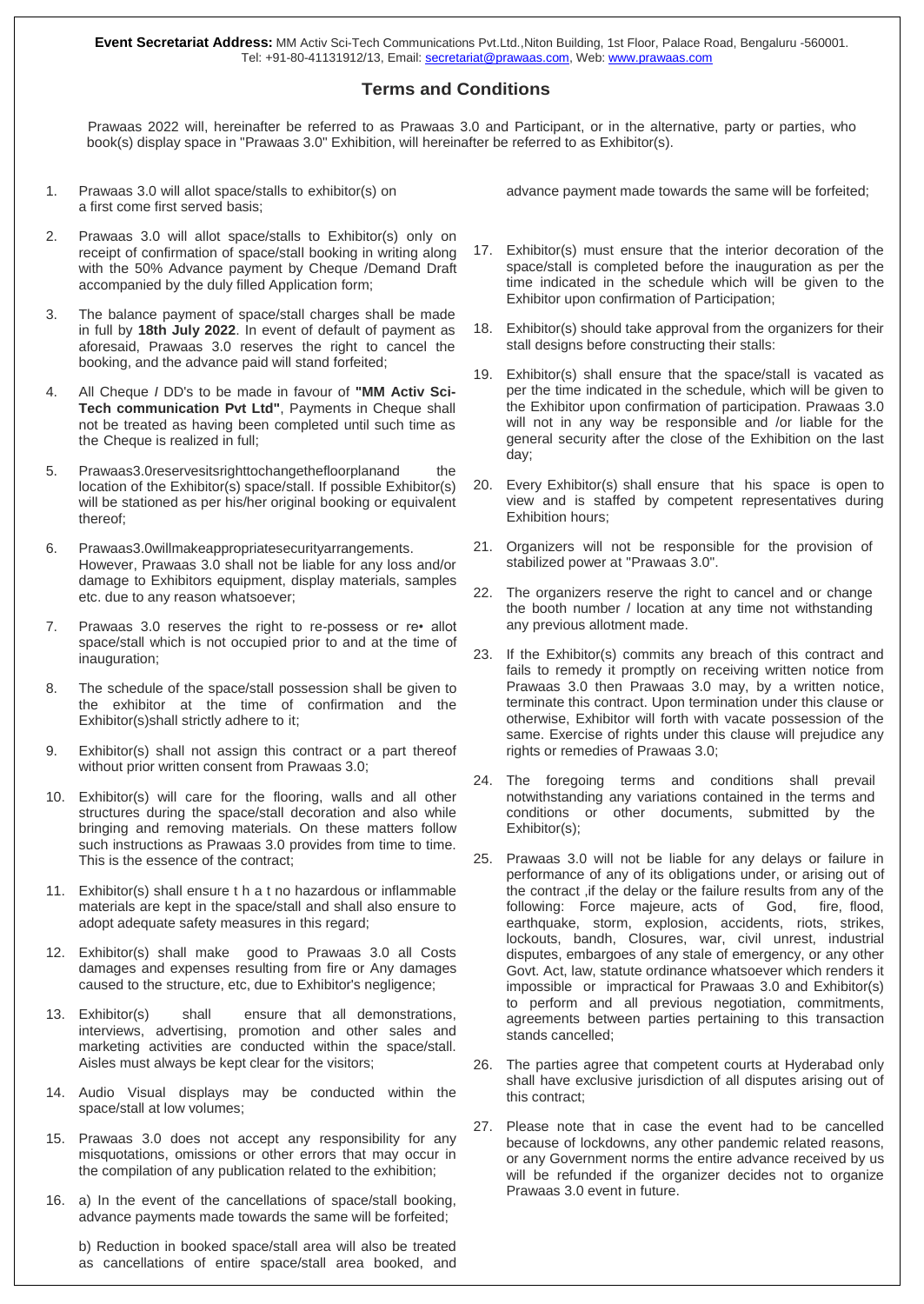**Event Secretariat Address:** MM Activ Sci-Tech Communications Pvt.Ltd.,Niton Building, 1st Floor, Palace Road, Bengaluru -560001. Tel: +91-80-41131912/13, Email: secretariat@prawaas.com, Web: www.prawaas.com

## Terms and Conditions

Prawaas 2022 will, hereinafter be referred to as Prawaas 3.0 and Participant, or in the alternative, party or parties, who book(s) display space in "Prawaas 3.0" Exhibition, will hereinafter be referred to as Exhibitor(s).

1. Prawaas 3.0 will allot space/stalls to exhibitor(s) on a first come first served basis;
2. Prawaas 3.0 will allot space/stalls to Exhibitor(s) only on receipt of confirmation of space/stall booking in writing along with the 50% Advance payment by Cheque /Demand Draft accompanied by the duly filled Application form;
3. The balance payment of space/stall charges shall be made in full by **18th July 2022**. In event of default of payment as aforesaid, Prawaas 3.0 reserves the right to cancel the booking, and the advance paid will stand forfeited;
4. All Cheque / DD's to be made in favour of **"MM Activ Sci-Tech communication Pvt Ltd"**, Payments in Cheque shall not be treated as having been completed until such time as the Cheque is realized in full;
5. Prawaas3.0reservesitsrighttochangethefloorplanand the location of the Exhibitor(s) space/stall. If possible Exhibitor(s) will be stationed as per his/her original booking or equivalent thereof;
6. Prawaas3.0willmakeappropriatesecurityarrangements. However, Prawaas 3.0 shall not be liable for any loss and/or damage to Exhibitors equipment, display materials, samples etc. due to any reason whatsoever;
7. Prawaas 3.0 reserves the right to re-possess or re• allot space/stall which is not occupied prior to and at the time of inauguration;
8. The schedule of the space/stall possession shall be given to the exhibitor at the time of confirmation and the Exhibitor(s)shall strictly adhere to it;
9. Exhibitor(s) shall not assign this contract or a part thereof without prior written consent from Prawaas 3.0;
10. Exhibitor(s) will care for the flooring, walls and all other structures during the space/stall decoration and also while bringing and removing materials. On these matters follow such instructions as Prawaas 3.0 provides from time to time. This is the essence of the contract;
11. Exhibitor(s) shall ensure t h a t no hazardous or inflammable materials are kept in the space/stall and shall also ensure to adopt adequate safety measures in this regard;
12. Exhibitor(s) shall make good to Prawaas 3.0 all Costs damages and expenses resulting from fire or Any damages caused to the structure, etc, due to Exhibitor's negligence;
13. Exhibitor(s) shall ensure that all demonstrations, interviews, advertising, promotion and other sales and marketing activities are conducted within the space/stall. Aisles must always be kept clear for the visitors;
14. Audio Visual displays may be conducted within the space/stall at low volumes;
15. Prawaas 3.0 does not accept any responsibility for any misquotations, omissions or other errors that may occur in the compilation of any publication related to the exhibition;
16. a) In the event of the cancellations of space/stall booking, advance payments made towards the same will be forfeited;

    b) Reduction in booked space/stall area will also be treated as cancellations of entire space/stall area booked, and advance payment made towards the same will be forfeited;
17. Exhibitor(s) must ensure that the interior decoration of the space/stall is completed before the inauguration as per the time indicated in the schedule which will be given to the Exhibitor upon confirmation of Participation;
18. Exhibitor(s) should take approval from the organizers for their stall designs before constructing their stalls:
19. Exhibitor(s) shall ensure that the space/stall is vacated as per the time indicated in the schedule, which will be given to the Exhibitor upon confirmation of participation. Prawaas 3.0 will not in any way be responsible and /or liable for the general security after the close of the Exhibition on the last day;
20. Every Exhibitor(s) shall ensure that his space is open to view and is staffed by competent representatives during Exhibition hours;
21. Organizers will not be responsible for the provision of stabilized power at "Prawaas 3.0".
22. The organizers reserve the right to cancel and or change the booth number / location at any time not withstanding any previous allotment made.
23. If the Exhibitor(s) commits any breach of this contract and fails to remedy it promptly on receiving written notice from Prawaas 3.0 then Prawaas 3.0 may, by a written notice, terminate this contract. Upon termination under this clause or otherwise, Exhibitor will forth with vacate possession of the same. Exercise of rights under this clause will prejudice any rights or remedies of Prawaas 3.0;
24. The foregoing terms and conditions shall prevail notwithstanding any variations contained in the terms and conditions or other documents, submitted by the Exhibitor(s);
25. Prawaas 3.0 will not be liable for any delays or failure in performance of any of its obligations under, or arising out of the contract ,if the delay or the failure results from any of the following: Force majeure, acts of God, fire, flood, earthquake, storm, explosion, accidents, riots, strikes, lockouts, bandh, Closures, war, civil unrest, industrial disputes, embargoes of any stale of emergency, or any other Govt. Act, law, statute ordinance whatsoever which renders it impossible or impractical for Prawaas 3.0 and Exhibitor(s) to perform and all previous negotiation, commitments, agreements between parties pertaining to this transaction stands cancelled;
26. The parties agree that competent courts at Hyderabad only shall have exclusive jurisdiction of all disputes arising out of this contract;
27. Please note that in case the event had to be cancelled because of lockdowns, any other pandemic related reasons, or any Government norms the entire advance received by us will be refunded if the organizer decides not to organize Prawaas 3.0 event in future.